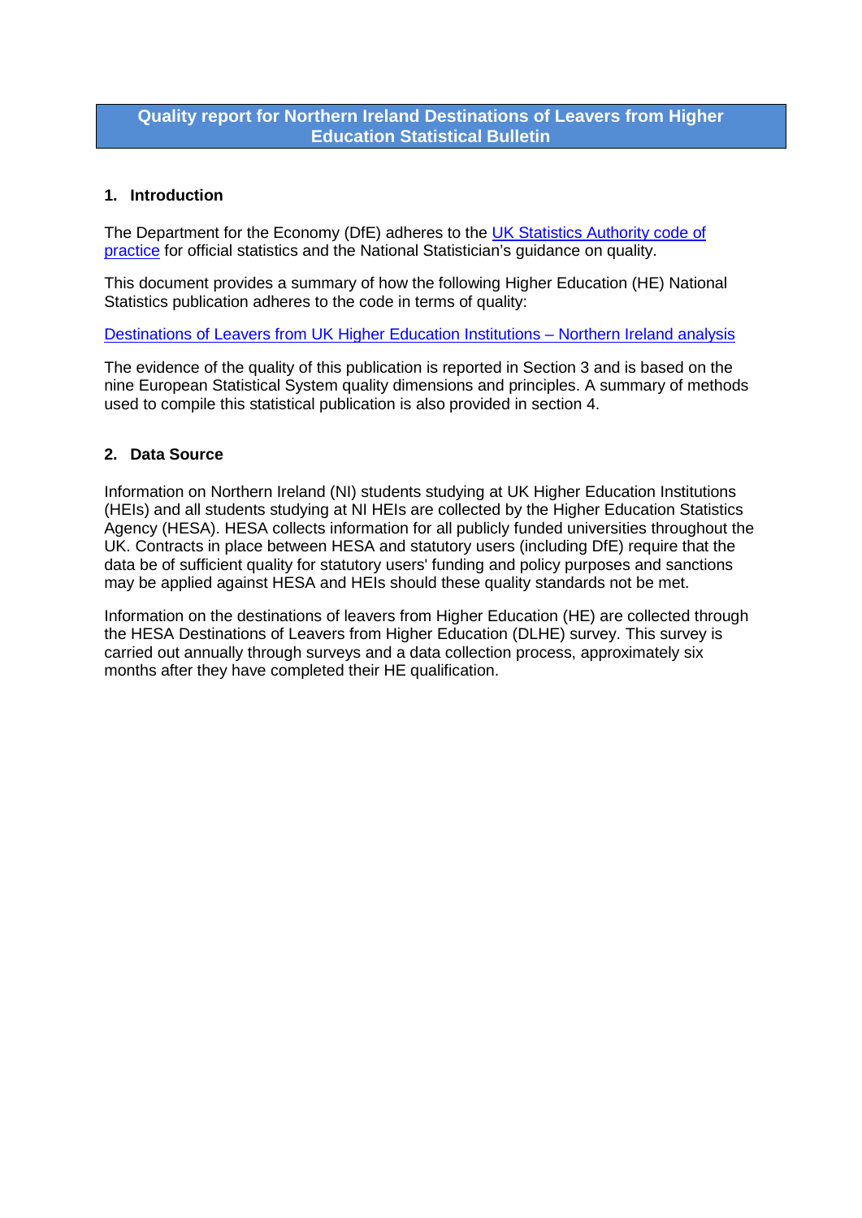# Quality report for Northern Ireland Destinations of Leavers from Higher Education Statistical Bulletin

## 1. Introduction

The Department for the Economy (DfE) adheres to the UK Statistics Authority code of practice for official statistics and the National Statistician's guidance on quality.

This document provides a summary of how the following Higher Education (HE) National Statistics publication adheres to the code in terms of quality:

Destinations of Leavers from UK Higher Education Institutions – Northern Ireland analysis

The evidence of the quality of this publication is reported in Section 3 and is based on the nine European Statistical System quality dimensions and principles. A summary of methods used to compile this statistical publication is also provided in section 4.

## 2. Data Source

Information on Northern Ireland (NI) students studying at UK Higher Education Institutions (HEIs) and all students studying at NI HEIs are collected by the Higher Education Statistics Agency (HESA). HESA collects information for all publicly funded universities throughout the UK. Contracts in place between HESA and statutory users (including DfE) require that the data be of sufficient quality for statutory users' funding and policy purposes and sanctions may be applied against HESA and HEIs should these quality standards not be met.

Information on the destinations of leavers from Higher Education (HE) are collected through the HESA Destinations of Leavers from Higher Education (DLHE) survey. This survey is carried out annually through surveys and a data collection process, approximately six months after they have completed their HE qualification.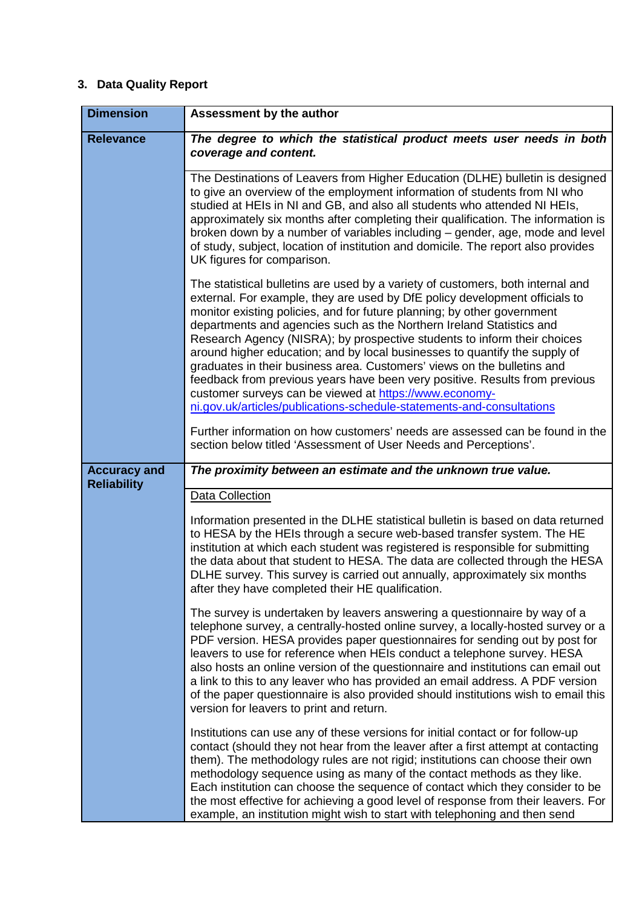### 3. Data Quality Report

| Dimension | Assessment by the author |
|---|---|
| **Relevance** | ***The degree to which the statistical product meets user needs in both coverage and content.*** |
| | The Destinations of Leavers from Higher Education (DLHE) bulletin is designed to give an overview of the employment information of students from NI who studied at HEIs in NI and GB, and also all students who attended NI HEIs, approximately six months after completing their qualification. The information is broken down by a number of variables including – gender, age, mode and level of study, subject, location of institution and domicile. The report also provides UK figures for comparison.<br><br>The statistical bulletins are used by a variety of customers, both internal and external. For example, they are used by DfE policy development officials to monitor existing policies, and for future planning; by other government departments and agencies such as the Northern Ireland Statistics and Research Agency (NISRA); by prospective students to inform their choices around higher education; and by local businesses to quantify the supply of graduates in their business area. Customers' views on the bulletins and feedback from previous years have been very positive. Results from previous customer surveys can be viewed at https://www.economy-ni.gov.uk/articles/publications-schedule-statements-and-consultations<br><br>Further information on how customers' needs are assessed can be found in the section below titled 'Assessment of User Needs and Perceptions'. |
| **Accuracy and Reliability** | ***The proximity between an estimate and the unknown true value.*** |
| | Data Collection<br><br>Information presented in the DLHE statistical bulletin is based on data returned to HESA by the HEIs through a secure web-based transfer system. The HE institution at which each student was registered is responsible for submitting the data about that student to HESA. The data are collected through the HESA DLHE survey. This survey is carried out annually, approximately six months after they have completed their HE qualification.<br><br>The survey is undertaken by leavers answering a questionnaire by way of a telephone survey, a centrally-hosted online survey, a locally-hosted survey or a PDF version. HESA provides paper questionnaires for sending out by post for leavers to use for reference when HEIs conduct a telephone survey. HESA also hosts an online version of the questionnaire and institutions can email out a link to this to any leaver who has provided an email address. A PDF version of the paper questionnaire is also provided should institutions wish to email this version for leavers to print and return.<br><br>Institutions can use any of these versions for initial contact or for follow-up contact (should they not hear from the leaver after a first attempt at contacting them). The methodology rules are not rigid; institutions can choose their own methodology sequence using as many of the contact methods as they like. Each institution can choose the sequence of contact which they consider to be the most effective for achieving a good level of response from their leavers. For example, an institution might wish to start with telephoning and then send |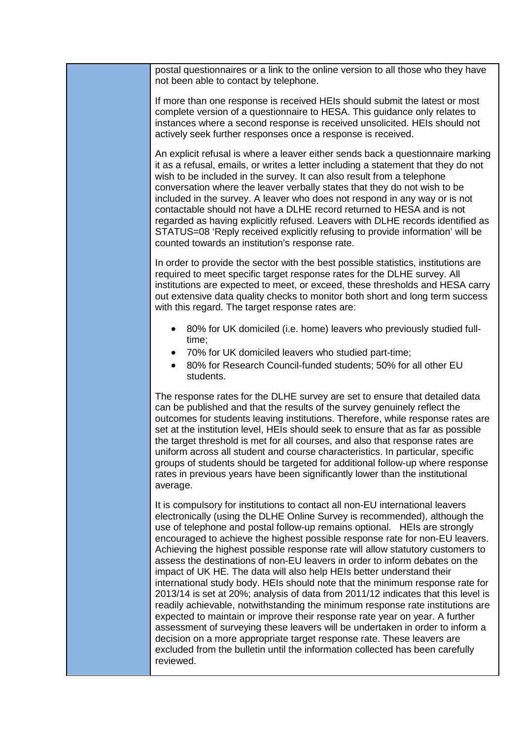postal questionnaires or a link to the online version to all those who they have not been able to contact by telephone.

If more than one response is received HEIs should submit the latest or most complete version of a questionnaire to HESA. This guidance only relates to instances where a second response is received unsolicited. HEIs should not actively seek further responses once a response is received.

An explicit refusal is where a leaver either sends back a questionnaire marking it as a refusal, emails, or writes a letter including a statement that they do not wish to be included in the survey. It can also result from a telephone conversation where the leaver verbally states that they do not wish to be included in the survey. A leaver who does not respond in any way or is not contactable should not have a DLHE record returned to HESA and is not regarded as having explicitly refused. Leavers with DLHE records identified as STATUS=08 'Reply received explicitly refusing to provide information' will be counted towards an institution's response rate.

In order to provide the sector with the best possible statistics, institutions are required to meet specific target response rates for the DLHE survey. All institutions are expected to meet, or exceed, these thresholds and HESA carry out extensive data quality checks to monitor both short and long term success with this regard. The target response rates are:

- 80% for UK domiciled (i.e. home) leavers who previously studied full-time;
- 70% for UK domiciled leavers who studied part-time;
- 80% for Research Council-funded students; 50% for all other EU students.

The response rates for the DLHE survey are set to ensure that detailed data can be published and that the results of the survey genuinely reflect the outcomes for students leaving institutions. Therefore, while response rates are set at the institution level, HEIs should seek to ensure that as far as possible the target threshold is met for all courses, and also that response rates are uniform across all student and course characteristics. In particular, specific groups of students should be targeted for additional follow-up where response rates in previous years have been significantly lower than the institutional average.

It is compulsory for institutions to contact all non-EU international leavers electronically (using the DLHE Online Survey is recommended), although the use of telephone and postal follow-up remains optional. HEIs are strongly encouraged to achieve the highest possible response rate for non-EU leavers. Achieving the highest possible response rate will allow statutory customers to assess the destinations of non-EU leavers in order to inform debates on the impact of UK HE. The data will also help HEIs better understand their international study body. HEIs should note that the minimum response rate for 2013/14 is set at 20%; analysis of data from 2011/12 indicates that this level is readily achievable, notwithstanding the minimum response rate institutions are expected to maintain or improve their response rate year on year. A further assessment of surveying these leavers will be undertaken in order to inform a decision on a more appropriate target response rate. These leavers are excluded from the bulletin until the information collected has been carefully reviewed.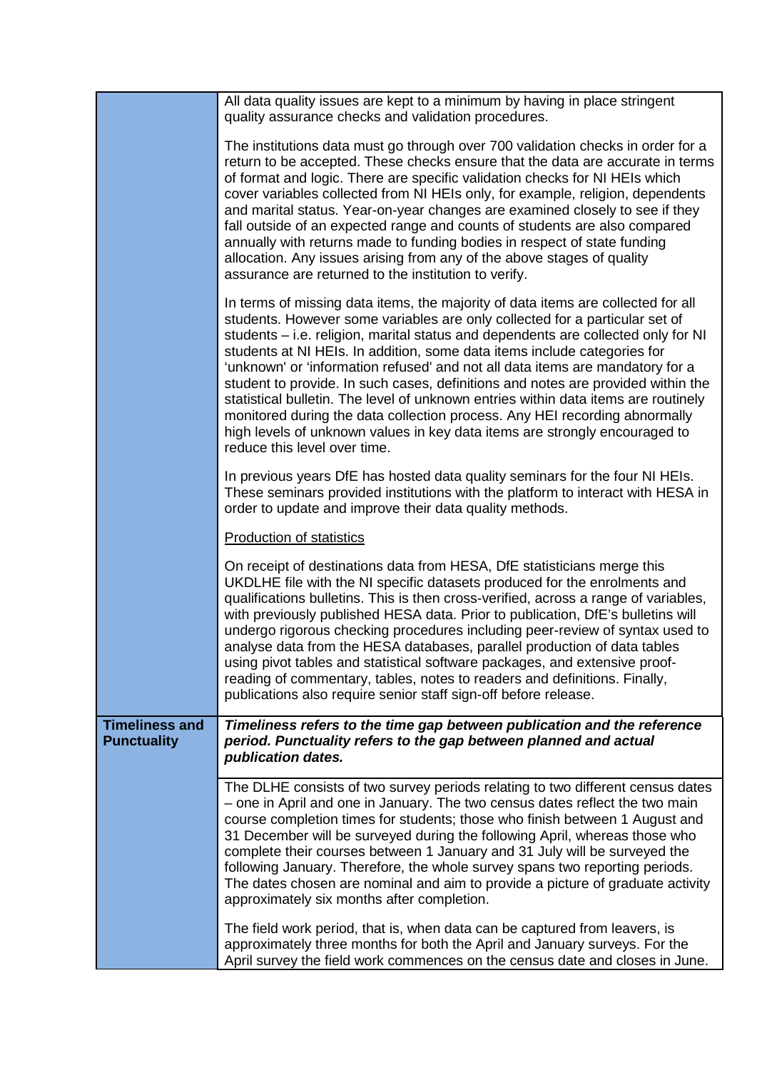| | |
|---|---|
| | All data quality issues are kept to a minimum by having in place stringent quality assurance checks and validation procedures.<br><br>The institutions data must go through over 700 validation checks in order for a return to be accepted. These checks ensure that the data are accurate in terms of format and logic. There are specific validation checks for NI HEIs which cover variables collected from NI HEIs only, for example, religion, dependents and marital status. Year-on-year changes are examined closely to see if they fall outside of an expected range and counts of students are also compared annually with returns made to funding bodies in respect of state funding allocation. Any issues arising from any of the above stages of quality assurance are returned to the institution to verify.<br><br>In terms of missing data items, the majority of data items are collected for all students. However some variables are only collected for a particular set of students – i.e. religion, marital status and dependents are collected only for NI students at NI HEIs. In addition, some data items include categories for 'unknown' or 'information refused' and not all data items are mandatory for a student to provide. In such cases, definitions and notes are provided within the statistical bulletin. The level of unknown entries within data items are routinely monitored during the data collection process. Any HEI recording abnormally high levels of unknown values in key data items are strongly encouraged to reduce this level over time.<br><br>In previous years DfE has hosted data quality seminars for the four NI HEIs. These seminars provided institutions with the platform to interact with HESA in order to update and improve their data quality methods.<br><br><u>Production of statistics</u><br><br>On receipt of destinations data from HESA, DfE statisticians merge this UKDLHE file with the NI specific datasets produced for the enrolments and qualifications bulletins. This is then cross-verified, across a range of variables, with previously published HESA data. Prior to publication, DfE's bulletins will undergo rigorous checking procedures including peer-review of syntax used to analyse data from the HESA databases, parallel production of data tables using pivot tables and statistical software packages, and extensive proof-reading of commentary, tables, notes to readers and definitions. Finally, publications also require senior staff sign-off before release. |
| **Timeliness and Punctuality** | ***Timeliness refers to the time gap between publication and the reference period. Punctuality refers to the gap between planned and actual publication dates.*** |
| | The DLHE consists of two survey periods relating to two different census dates – one in April and one in January. The two census dates reflect the two main course completion times for students; those who finish between 1 August and 31 December will be surveyed during the following April, whereas those who complete their courses between 1 January and 31 July will be surveyed the following January. Therefore, the whole survey spans two reporting periods. The dates chosen are nominal and aim to provide a picture of graduate activity approximately six months after completion.<br><br>The field work period, that is, when data can be captured from leavers, is approximately three months for both the April and January surveys. For the April survey the field work commences on the census date and closes in June. |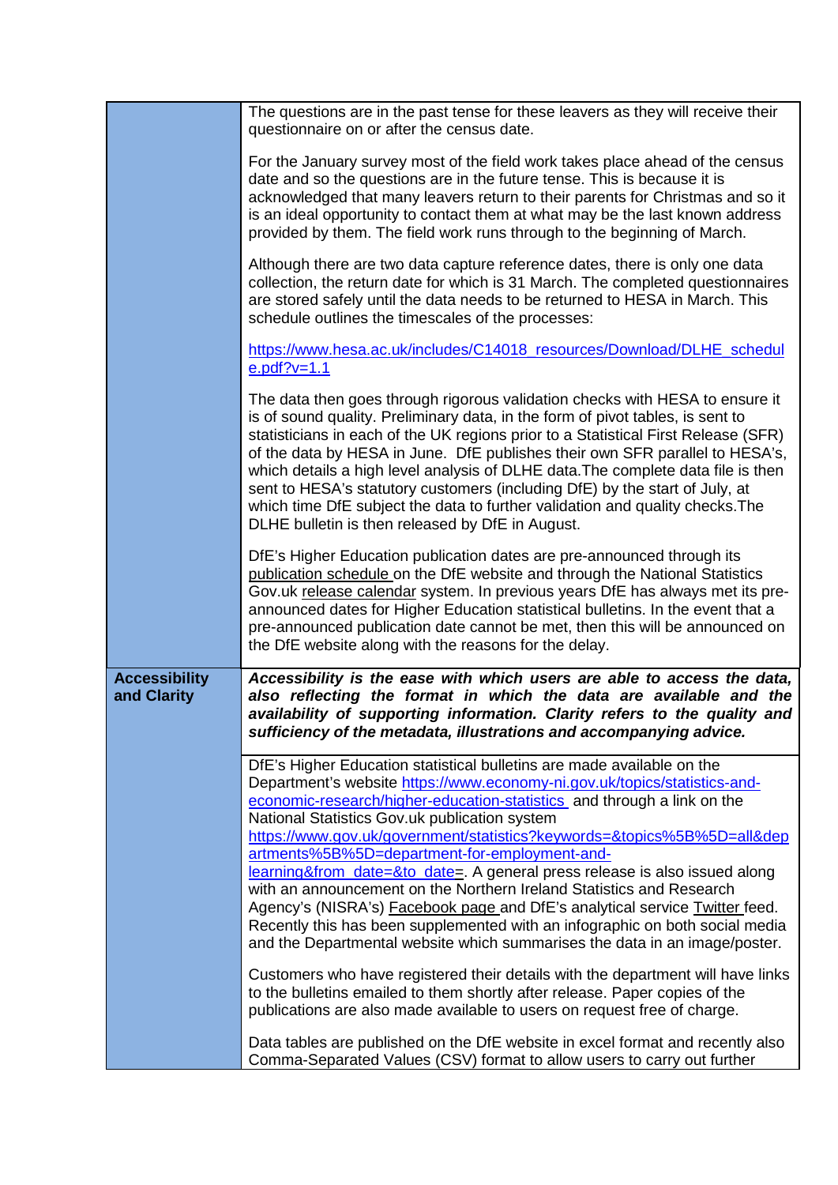| | |
|---|---|
| | The questions are in the past tense for these leavers as they will receive their questionnaire on or after the census date.<br><br>For the January survey most of the field work takes place ahead of the census date and so the questions are in the future tense. This is because it is acknowledged that many leavers return to their parents for Christmas and so it is an ideal opportunity to contact them at what may be the last known address provided by them. The field work runs through to the beginning of March.<br><br>Although there are two data capture reference dates, there is only one data collection, the return date for which is 31 March. The completed questionnaires are stored safely until the data needs to be returned to HESA in March. This schedule outlines the timescales of the processes:<br><br>https://www.hesa.ac.uk/includes/C14018_resources/Download/DLHE_schedule.pdf?v=1.1<br><br>The data then goes through rigorous validation checks with HESA to ensure it is of sound quality. Preliminary data, in the form of pivot tables, is sent to statisticians in each of the UK regions prior to a Statistical First Release (SFR) of the data by HESA in June. DfE publishes their own SFR parallel to HESA's, which details a high level analysis of DLHE data.The complete data file is then sent to HESA's statutory customers (including DfE) by the start of July, at which time DfE subject the data to further validation and quality checks.The DLHE bulletin is then released by DfE in August.<br><br>DfE's Higher Education publication dates are pre-announced through its publication schedule on the DfE website and through the National Statistics Gov.uk release calendar system. In previous years DfE has always met its pre-announced dates for Higher Education statistical bulletins. In the event that a pre-announced publication date cannot be met, then this will be announced on the DfE website along with the reasons for the delay. |
| **Accessibility and Clarity** | ***Accessibility is the ease with which users are able to access the data, also reflecting the format in which the data are available and the availability of supporting information. Clarity refers to the quality and sufficiency of the metadata, illustrations and accompanying advice.*** |
| | DfE's Higher Education statistical bulletins are made available on the Department's website https://www.economy-ni.gov.uk/topics/statistics-and-economic-research/higher-education-statistics and through a link on the National Statistics Gov.uk publication system https://www.gov.uk/government/statistics?keywords=&topics%5B%5D=all&departments%5B%5D=department-for-employment-and-learning&from_date=&to_date=. A general press release is also issued along with an announcement on the Northern Ireland Statistics and Research Agency's (NISRA's) Facebook page and DfE's analytical service Twitter feed. Recently this has been supplemented with an infographic on both social media and the Departmental website which summarises the data in an image/poster.<br><br>Customers who have registered their details with the department will have links to the bulletins emailed to them shortly after release. Paper copies of the publications are also made available to users on request free of charge.<br><br>Data tables are published on the DfE website in excel format and recently also Comma-Separated Values (CSV) format to allow users to carry out further |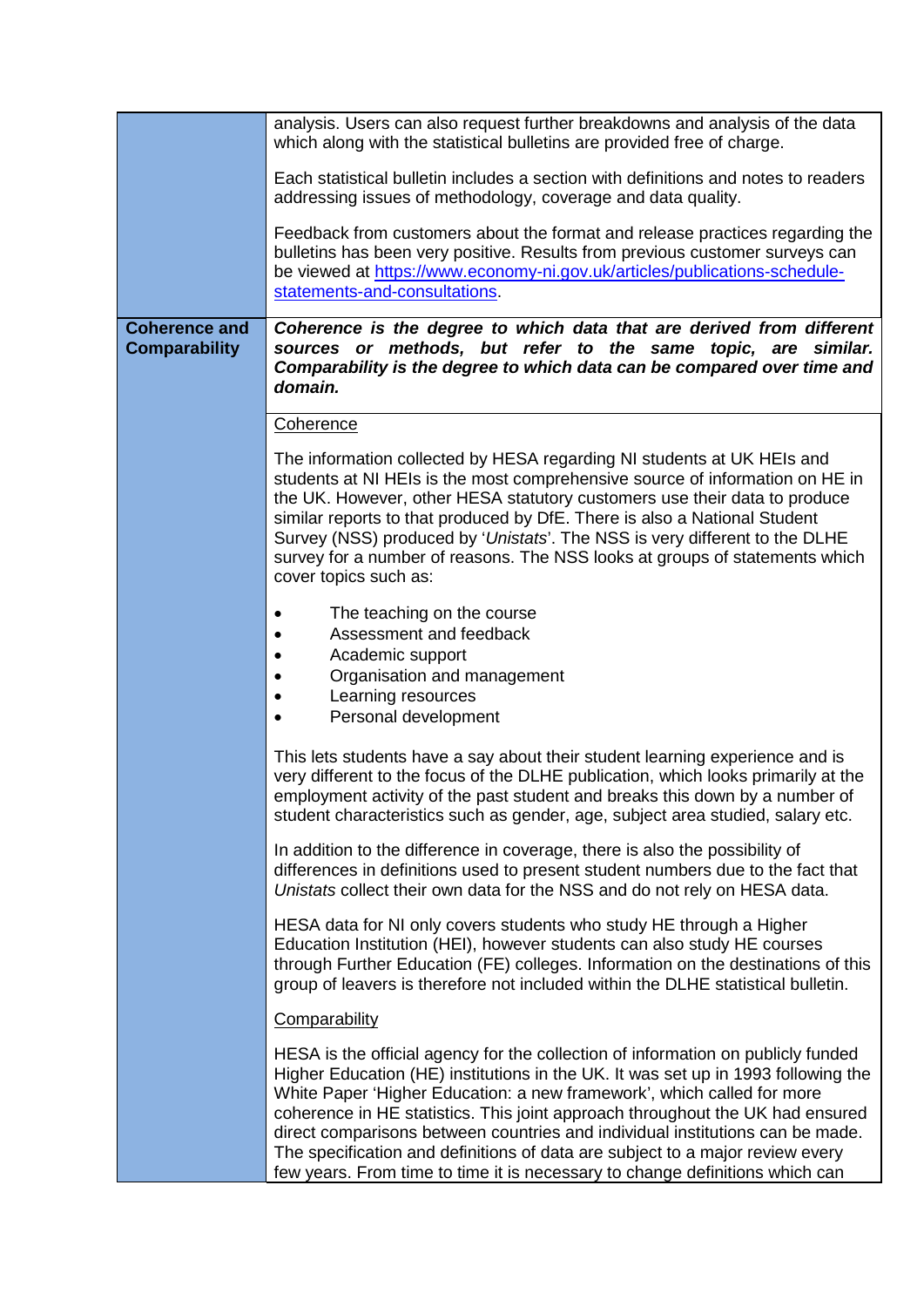| | |
|---|---|
| | analysis. Users can also request further breakdowns and analysis of the data which along with the statistical bulletins are provided free of charge.<br><br>Each statistical bulletin includes a section with definitions and notes to readers addressing issues of methodology, coverage and data quality.<br><br>Feedback from customers about the format and release practices regarding the bulletins has been very positive. Results from previous customer surveys can be viewed at [https://www.economy-ni.gov.uk/articles/publications-schedule-statements-and-consultations](https://www.economy-ni.gov.uk/articles/publications-schedule-statements-and-consultations). |
| **Coherence and Comparability** | ***Coherence is the degree to which data that are derived from different sources or methods, but refer to the same topic, are similar. Comparability is the degree to which data can be compared over time and domain.*** |
| | Coherence<br><br>The information collected by HESA regarding NI students at UK HEIs and students at NI HEIs is the most comprehensive source of information on HE in the UK. However, other HESA statutory customers use their data to produce similar reports to that produced by DfE. There is also a National Student Survey (NSS) produced by '*Unistats*'. The NSS is very different to the DLHE survey for a number of reasons. The NSS looks at groups of statements which cover topics such as:<br><br>• The teaching on the course<br>• Assessment and feedback<br>• Academic support<br>• Organisation and management<br>• Learning resources<br>• Personal development<br><br>This lets students have a say about their student learning experience and is very different to the focus of the DLHE publication, which looks primarily at the employment activity of the past student and breaks this down by a number of student characteristics such as gender, age, subject area studied, salary etc.<br><br>In addition to the difference in coverage, there is also the possibility of differences in definitions used to present student numbers due to the fact that *Unistats* collect their own data for the NSS and do not rely on HESA data.<br><br>HESA data for NI only covers students who study HE through a Higher Education Institution (HEI), however students can also study HE courses through Further Education (FE) colleges. Information on the destinations of this group of leavers is therefore not included within the DLHE statistical bulletin.<br><br>Comparability<br><br>HESA is the official agency for the collection of information on publicly funded Higher Education (HE) institutions in the UK. It was set up in 1993 following the White Paper 'Higher Education: a new framework', which called for more coherence in HE statistics. This joint approach throughout the UK had ensured direct comparisons between countries and individual institutions can be made. The specification and definitions of data are subject to a major review every few years. From time to time it is necessary to change definitions which can |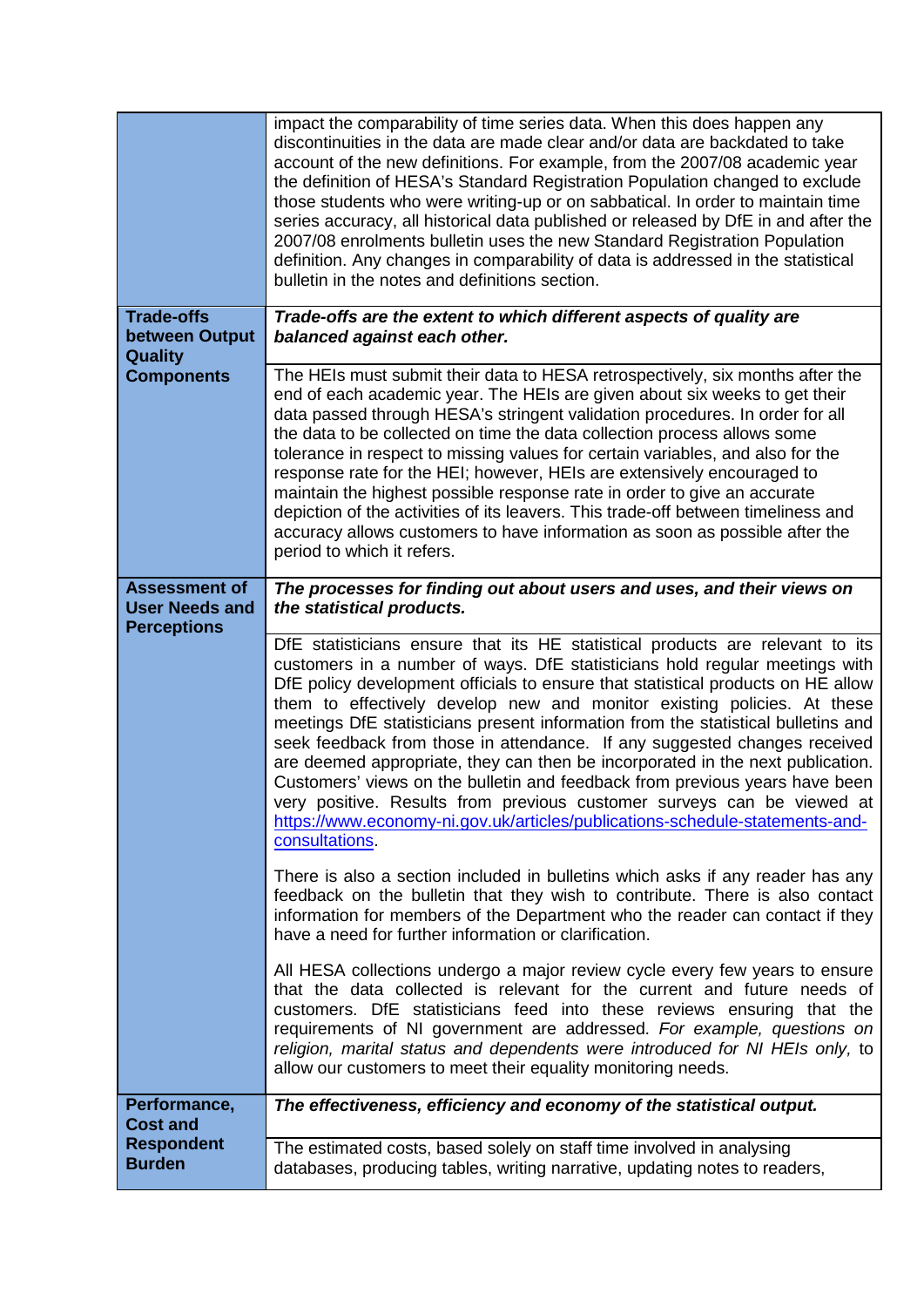| | |
|---|---|
| | impact the comparability of time series data. When this does happen any discontinuities in the data are made clear and/or data are backdated to take account of the new definitions. For example, from the 2007/08 academic year the definition of HESA's Standard Registration Population changed to exclude those students who were writing-up or on sabbatical. In order to maintain time series accuracy, all historical data published or released by DfE in and after the 2007/08 enrolments bulletin uses the new Standard Registration Population definition. Any changes in comparability of data is addressed in the statistical bulletin in the notes and definitions section. |
| **Trade-offs between Output Quality Components** | ***Trade-offs are the extent to which different aspects of quality are balanced against each other.*** |
| | The HEIs must submit their data to HESA retrospectively, six months after the end of each academic year. The HEIs are given about six weeks to get their data passed through HESA's stringent validation procedures. In order for all the data to be collected on time the data collection process allows some tolerance in respect to missing values for certain variables, and also for the response rate for the HEI; however, HEIs are extensively encouraged to maintain the highest possible response rate in order to give an accurate depiction of the activities of its leavers. This trade-off between timeliness and accuracy allows customers to have information as soon as possible after the period to which it refers. |
| **Assessment of User Needs and Perceptions** | ***The processes for finding out about users and uses, and their views on the statistical products.*** |
| | DfE statisticians ensure that its HE statistical products are relevant to its customers in a number of ways. DfE statisticians hold regular meetings with DfE policy development officials to ensure that statistical products on HE allow them to effectively develop new and monitor existing policies. At these meetings DfE statisticians present information from the statistical bulletins and seek feedback from those in attendance. If any suggested changes received are deemed appropriate, they can then be incorporated in the next publication. Customers' views on the bulletin and feedback from previous years have been very positive. Results from previous customer surveys can be viewed at [https://www.economy-ni.gov.uk/articles/publications-schedule-statements-and-consultations](https://www.economy-ni.gov.uk/articles/publications-schedule-statements-and-consultations).<br><br>There is also a section included in bulletins which asks if any reader has any feedback on the bulletin that they wish to contribute. There is also contact information for members of the Department who the reader can contact if they have a need for further information or clarification.<br><br>All HESA collections undergo a major review cycle every few years to ensure that the data collected is relevant for the current and future needs of customers. DfE statisticians feed into these reviews ensuring that the requirements of NI government are addressed. *For example, questions on religion, marital status and dependents were introduced for NI HEIs only,* to allow our customers to meet their equality monitoring needs. |
| **Performance, Cost and Respondent Burden** | ***The effectiveness, efficiency and economy of the statistical output.*** |
| | The estimated costs, based solely on staff time involved in analysing databases, producing tables, writing narrative, updating notes to readers, |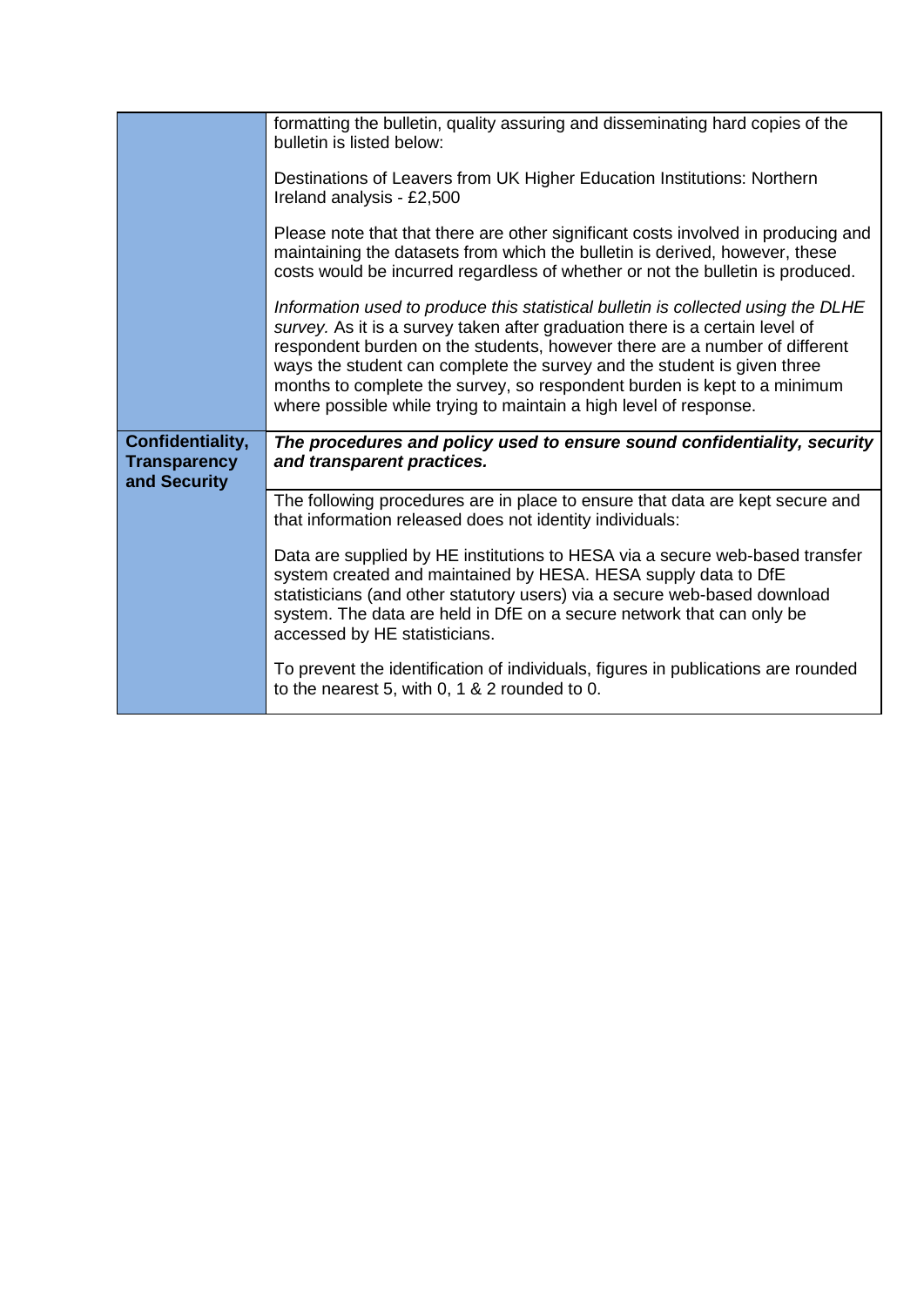| | |
|---|---|
| | formatting the bulletin, quality assuring and disseminating hard copies of the bulletin is listed below:<br><br>Destinations of Leavers from UK Higher Education Institutions: Northern Ireland analysis - £2,500<br><br>Please note that that there are other significant costs involved in producing and maintaining the datasets from which the bulletin is derived, however, these costs would be incurred regardless of whether or not the bulletin is produced.<br><br>*Information used to produce this statistical bulletin is collected using the DLHE survey.* As it is a survey taken after graduation there is a certain level of respondent burden on the students, however there are a number of different ways the student can complete the survey and the student is given three months to complete the survey, so respondent burden is kept to a minimum where possible while trying to maintain a high level of response. |
| **Confidentiality, Transparency and Security** | ***The procedures and policy used to ensure sound confidentiality, security and transparent practices.*** |
| | The following procedures are in place to ensure that data are kept secure and that information released does not identity individuals:<br><br>Data are supplied by HE institutions to HESA via a secure web-based transfer system created and maintained by HESA. HESA supply data to DfE statisticians (and other statutory users) via a secure web-based download system. The data are held in DfE on a secure network that can only be accessed by HE statisticians.<br><br>To prevent the identification of individuals, figures in publications are rounded to the nearest 5, with 0, 1 & 2 rounded to 0. |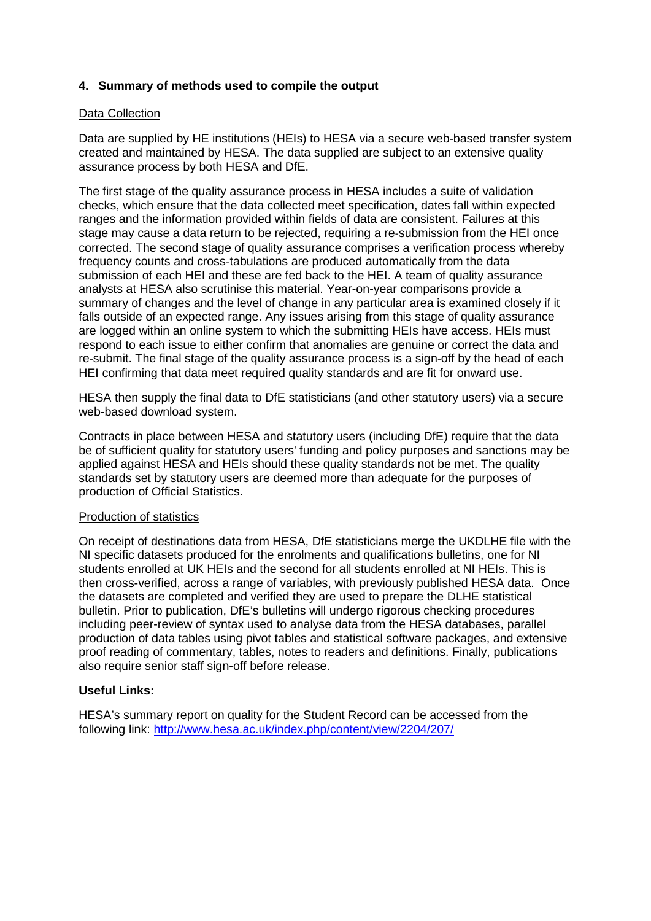## 4. Summary of methods used to compile the output

Data Collection

Data are supplied by HE institutions (HEIs) to HESA via a secure web-based transfer system created and maintained by HESA. The data supplied are subject to an extensive quality assurance process by both HESA and DfE.

The first stage of the quality assurance process in HESA includes a suite of validation checks, which ensure that the data collected meet specification, dates fall within expected ranges and the information provided within fields of data are consistent. Failures at this stage may cause a data return to be rejected, requiring a re-submission from the HEI once corrected. The second stage of quality assurance comprises a verification process whereby frequency counts and cross-tabulations are produced automatically from the data submission of each HEI and these are fed back to the HEI. A team of quality assurance analysts at HESA also scrutinise this material. Year-on-year comparisons provide a summary of changes and the level of change in any particular area is examined closely if it falls outside of an expected range. Any issues arising from this stage of quality assurance are logged within an online system to which the submitting HEIs have access. HEIs must respond to each issue to either confirm that anomalies are genuine or correct the data and re-submit. The final stage of the quality assurance process is a sign-off by the head of each HEI confirming that data meet required quality standards and are fit for onward use.

HESA then supply the final data to DfE statisticians (and other statutory users) via a secure web-based download system.

Contracts in place between HESA and statutory users (including DfE) require that the data be of sufficient quality for statutory users' funding and policy purposes and sanctions may be applied against HESA and HEIs should these quality standards not be met. The quality standards set by statutory users are deemed more than adequate for the purposes of production of Official Statistics.

Production of statistics

On receipt of destinations data from HESA, DfE statisticians merge the UKDLHE file with the NI specific datasets produced for the enrolments and qualifications bulletins, one for NI students enrolled at UK HEIs and the second for all students enrolled at NI HEIs. This is then cross-verified, across a range of variables, with previously published HESA data. Once the datasets are completed and verified they are used to prepare the DLHE statistical bulletin. Prior to publication, DfE's bulletins will undergo rigorous checking procedures including peer-review of syntax used to analyse data from the HESA databases, parallel production of data tables using pivot tables and statistical software packages, and extensive proof reading of commentary, tables, notes to readers and definitions. Finally, publications also require senior staff sign-off before release.

**Useful Links:**

HESA's summary report on quality for the Student Record can be accessed from the following link: http://www.hesa.ac.uk/index.php/content/view/2204/207/